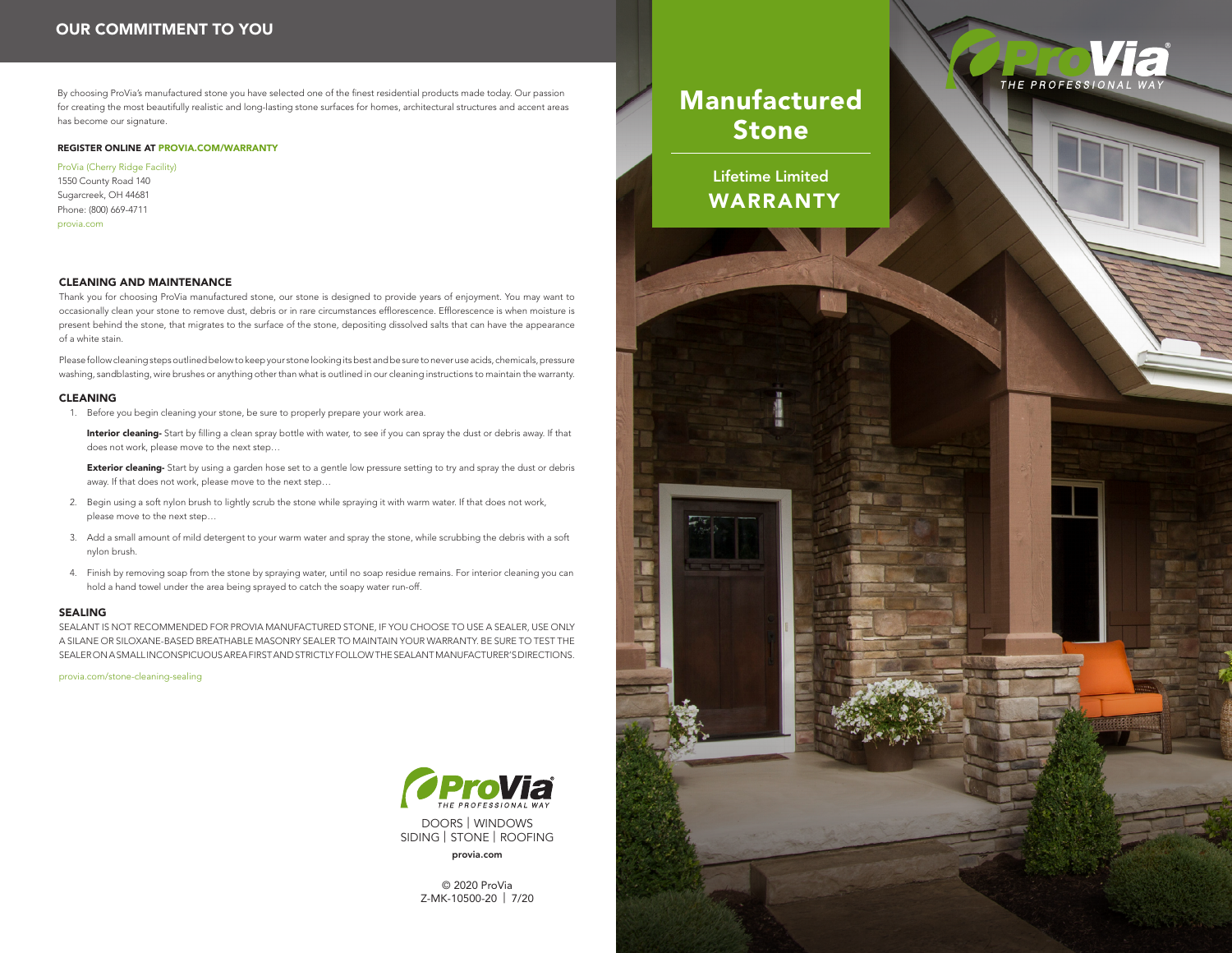## OUR COMMITMENT TO YOU

By choosing ProVia's manufactured stone you have selected one of the finest residential products made today. Our passion for creating the most beautifully realistic and long-lasting stone surfaces for homes, architectural structures and accent areas has become our signature.

**REGISTER ONLINE AT PROVIA.COM/WARRANTY**

ProVia (Cherry Ridge Facility)
1550 County Road 140
Sugarcreek, OH 44681
Phone: (800) 669-4711
provia.com

### CLEANING AND MAINTENANCE

Thank you for choosing ProVia manufactured stone, our stone is designed to provide years of enjoyment. You may want to occasionally clean your stone to remove dust, debris or in rare circumstances efflorescence. Efflorescence is when moisture is present behind the stone, that migrates to the surface of the stone, depositing dissolved salts that can have the appearance of a white stain.

Please follow cleaning steps outlined below to keep your stone looking its best and be sure to never use acids, chemicals, pressure washing, sandblasting, wire brushes or anything other than what is outlined in our cleaning instructions to maintain the warranty.

### CLEANING

1. Before you begin cleaning your stone, be sure to properly prepare your work area.

   **Interior cleaning-** Start by filling a clean spray bottle with water, to see if you can spray the dust or debris away. If that does not work, please move to the next step…

   **Exterior cleaning-** Start by using a garden hose set to a gentle low pressure setting to try and spray the dust or debris away. If that does not work, please move to the next step…

2. Begin using a soft nylon brush to lightly scrub the stone while spraying it with warm water. If that does not work, please move to the next step…

3. Add a small amount of mild detergent to your warm water and spray the stone, while scrubbing the debris with a soft nylon brush.

4. Finish by removing soap from the stone by spraying water, until no soap residue remains. For interior cleaning you can hold a hand towel under the area being sprayed to catch the soapy water run-off.

### SEALING

SEALANT IS NOT RECOMMENDED FOR PROVIA MANUFACTURED STONE, IF YOU CHOOSE TO USE A SEALER, USE ONLY A SILANE OR SILOXANE-BASED BREATHABLE MASONRY SEALER TO MAINTAIN YOUR WARRANTY. BE SURE TO TEST THE SEALER ON A SMALL INCONSPICUOUS AREA FIRST AND STRICTLY FOLLOW THE SEALANT MANUFACTURER'S DIRECTIONS.

provia.com/stone-cleaning-sealing

ProVia
THE PROFESSIONAL WAY

DOORS | WINDOWS
SIDING | STONE | ROOFING

**provia.com**

© 2020 ProVia
Z-MK-10500-20 | 7/20

# Manufactured Stone

## Lifetime Limited WARRANTY

ProVia®
THE PROFESSIONAL WAY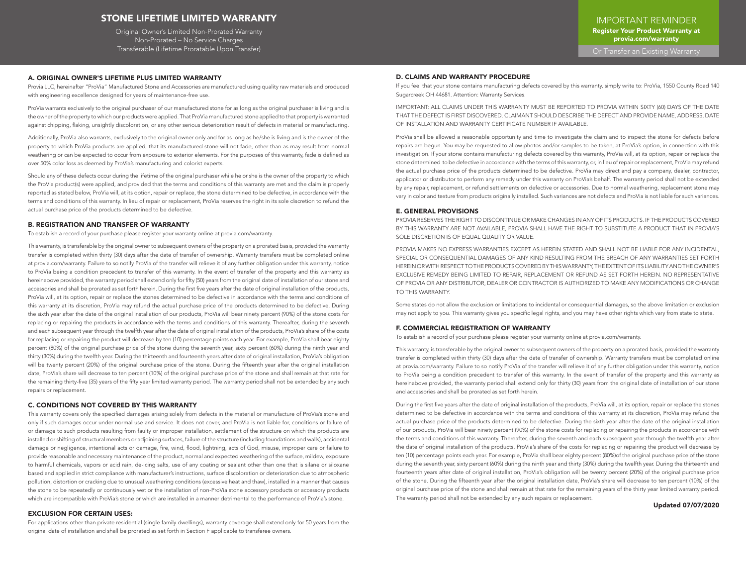# STONE LIFETIME LIMITED WARRANTY

Original Owner's Limited Non-Prorated Warranty
Non-Prorated – No Service Charges
Transferable (Lifetime Proratable Upon Transfer)

IMPORTANT REMINDER
**Register Your Product Warranty at provia.com/warranty**
Or Transfer an Existing Warranty

## A. ORIGINAL OWNER'S LIFETIME PLUS LIMITED WARRANTY

Provia LLC, hereinafter "ProVia" Manufactured Stone and Accessories are manufactured using quality raw materials and produced with engineering excellence designed for years of maintenance-free use.

ProVia warrants exclusively to the original purchaser of our manufactured stone for as long as the original purchaser is living and is the owner of the property to which our products were applied. That ProVia manufactured stone applied to that property is warranted against chipping, flaking, unsightly discoloration, or any other serious deterioration result of defects in material or manufacturing.

Additionally, ProVia also warrants, exclusively to the original owner only and for as long as he/she is living and is the owner of the property to which ProVia products are applied, that its manufactured stone will not fade, other than as may result from normal weathering or can be expected to occur from exposure to exterior elements. For the purposes of this warranty, fade is defined as over 50% color loss as deemed by ProVia's manufacturing and colorist experts.

Should any of these defects occur during the lifetime of the original purchaser while he or she is the owner of the property to which the ProVia product(s) were applied, and provided that the terms and conditions of this warranty are met and the claim is properly reported as stated below, ProVia will, at its option, repair or replace, the stone determined to be defective, in accordance with the terms and conditions of this warranty. In lieu of repair or replacement, ProVia reserves the right in its sole discretion to refund the actual purchase price of the products determined to be defective.

## B. REGISTRATION AND TRANSFER OF WARRANTY

To establish a record of your purchase please register your warranty online at provia.com/warranty.

This warranty, is transferable by the original owner to subsequent owners of the property on a prorated basis, provided the warranty transfer is completed within thirty (30) days after the date of transfer of ownership. Warranty transfers must be completed online at provia.com/warranty. Failure to so notify ProVia of the transfer will relieve it of any further obligation under this warranty, notice to ProVia being a condition precedent to transfer of this warranty. In the event of transfer of the property and this warranty as hereinabove provided, the warranty period shall extend only for fifty (50) years from the original date of installation of our stone and accessories and shall be prorated as set forth herein. During the first five years after the date of original installation of the products, ProVia will, at its option, repair or replace the stones determined to be defective in accordance with the terms and conditions of this warranty at its discretion, ProVia may refund the actual purchase price of the products determined to be defective. During the sixth year after the date of the original installation of our products, ProVia will bear ninety percent (90%) of the stone costs for replacing or repairing the products in accordance with the terms and conditions of this warranty. Thereafter, during the seventh and each subsequent year through the twelfth year after the date of original installation of the products, ProVia's share of the costs for replacing or repairing the product will decrease by ten (10) percentage points each year. For example, ProVia shall bear eighty percent (80%) of the original purchase price of the stone during the seventh year, sixty percent (60%) during the ninth year and thirty (30%) during the twelfth year. During the thirteenth and fourteenth years after date of original installation, ProVia's obligation will be twenty percent (20%) of the original purchase price of the stone. During the fifteenth year after the original installation date, ProVia's share will decrease to ten percent (10%) of the original purchase price of the stone and shall remain at that rate for the remaining thirty-five (35) years of the fifty year limited warranty period. The warranty period shall not be extended by any such repairs or replacement.

## C. CONDITIONS NOT COVERED BY THIS WARRANTY

This warranty covers only the specified damages arising solely from defects in the material or manufacture of ProVia's stone and only if such damages occur under normal use and service. It does not cover, and ProVia is not liable for, conditions or failure of or damage to such products resulting from faulty or improper installation, settlement of the structure on which the products are installed or shifting of structural members or adjoining surfaces, failure of the structure (including foundations and walls), accidental damage or negligence, intentional acts or damage, fire, wind, flood, lightning, acts of God, misuse, improper care or failure to provide reasonable and necessary maintenance of the product, normal and expected weathering of the surface, mildew, exposure to harmful chemicals, vapors or acid rain, de-icing salts, use of any coating or sealant other than one that is silane or siloxane based and applied in strict compliance with manufacturer's instructions, surface discoloration or deterioration due to atmospheric pollution, distortion or cracking due to unusual weathering conditions (excessive heat and thaw), installed in a manner that causes the stone to be repeatedly or continuously wet or the installation of non-ProVia stone accessory products or accessory products which are incompatible with ProVia's stone or which are installed in a manner detrimental to the performance of ProVia's stone.

## EXCLUSION FOR CERTAIN USES:

For applications other than private residential (single family dwellings), warranty coverage shall extend only for 50 years from the original date of installation and shall be prorated as set forth in Section F applicable to transferee owners.

## D. CLAIMS AND WARRANTY PROCEDURE

If you feel that your stone contains manufacturing defects covered by this warranty, simply write to: ProVia, 1550 County Road 140 Sugarcreek OH 44681. Attention: Warranty Services.

IMPORTANT: ALL CLAIMS UNDER THIS WARRANTY MUST BE REPORTED TO PROVIA WITHIN SIXTY (60) DAYS OF THE DATE THAT THE DEFECT IS FIRST DISCOVERED. CLAIMANT SHOULD DESCRIBE THE DEFECT AND PROVIDE NAME, ADDRESS, DATE OF INSTALLATION AND WARRANTY CERTIFICATE NUMBER IF AVAILABLE.

ProVia shall be allowed a reasonable opportunity and time to investigate the claim and to inspect the stone for defects before repairs are begun. You may be requested to allow photos and/or samples to be taken, at ProVia's option, in connection with this investigation. If your stone contains manufacturing defects covered by this warranty, ProVia will, at its option, repair or replace the stone determined to be defective in accordance with the terms of this warranty, or, in lieu of repair or replacement, ProVia may refund the actual purchase price of the products determined to be defective. ProVia may direct and pay a company, dealer, contractor, applicator or distributor to perform any remedy under this warranty on ProVia's behalf. The warranty period shall not be extended by any repair, replacement, or refund settlements on defective or accessories. Due to normal weathering, replacement stone may vary in color and texture from products originally installed. Such variances are not defects and ProVia is not liable for such variances.

## E. GENERAL PROVISIONS

PROVIA RESERVES THE RIGHT TO DISCONTINUE OR MAKE CHANGES IN ANY OF ITS PRODUCTS. IF THE PRODUCTS COVERED BY THIS WARRANTY ARE NOT AVAILABLE, PROVIA SHALL HAVE THE RIGHT TO SUBSTITUTE A PRODUCT THAT IN PROVIA'S SOLE DISCRETION IS OF EQUAL QUALITY OR VALUE.

PROVIA MAKES NO EXPRESS WARRANTIES EXCEPT AS HEREIN STATED AND SHALL NOT BE LIABLE FOR ANY INCIDENTAL, SPECIAL OR CONSEQUENTIAL DAMAGES OF ANY KIND RESULTING FROM THE BREACH OF ANY WARRANTIES SET FORTH HEREIN OR WITH RESPECT TO THE PRODUCTS COVERED BY THIS WARRANTY, THE EXTENT OF ITS LIABILITY AND THE OWNER'S EXCLUSIVE REMEDY BEING LIMITED TO REPAIR, REPLACEMENT OR REFUND AS SET FORTH HEREIN. NO REPRESENTATIVE OF PROVIA OR ANY DISTRIBUTOR, DEALER OR CONTRACTOR IS AUTHORIZED TO MAKE ANY MODIFICATIONS OR CHANGE TO THIS WARRANTY.

Some states do not allow the exclusion or limitations to incidental or consequential damages, so the above limitation or exclusion may not apply to you. This warranty gives you specific legal rights, and you may have other rights which vary from state to state.

## F. COMMERCIAL REGISTRATION OF WARRANTY

To establish a record of your purchase please register your warranty online at provia.com/warranty.

This warranty, is transferable by the original owner to subsequent owners of the property on a prorated basis, provided the warranty transfer is completed within thirty (30) days after the date of transfer of ownership. Warranty transfers must be completed online at provia.com/warranty. Failure to so notify ProVia of the transfer will relieve it of any further obligation under this warranty, notice to ProVia being a condition precedent to transfer of this warranty. In the event of transfer of the property and this warranty as hereinabove provided, the warranty period shall extend only for thirty (30) years from the original date of installation of our stone and accessories and shall be prorated as set forth herein.

During the first five years after the date of original installation of the products, ProVia will, at its option, repair or replace the stones determined to be defective in accordance with the terms and conditions of this warranty at its discretion, ProVia may refund the actual purchase price of the products determined to be defective. During the sixth year after the date of the original installation of our products, ProVia will bear ninety percent (90%) of the stone costs for replacing or repairing the products in accordance with the terms and conditions of this warranty. Thereafter, during the seventh and each subsequent year through the twelfth year after the date of original installation of the products, ProVia's share of the costs for replacing or repairing the product will decrease by ten (10) percentage points each year. For example, ProVia shall bear eighty percent (80%)of the original purchase price of the stone during the seventh year, sixty percent (60%) during the ninth year and thirty (30%) during the twelfth year. During the thirteenth and fourteenth years after date of original installation, ProVia's obligation will be twenty percent (20%) of the original purchase price of the stone. During the fifteenth year after the original installation date, ProVia's share will decrease to ten percent (10%) of the original purchase price of the stone and shall remain at that rate for the remaining years of the thirty year limited warranty period. The warranty period shall not be extended by any such repairs or replacement.

**Updated 07/07/2020**